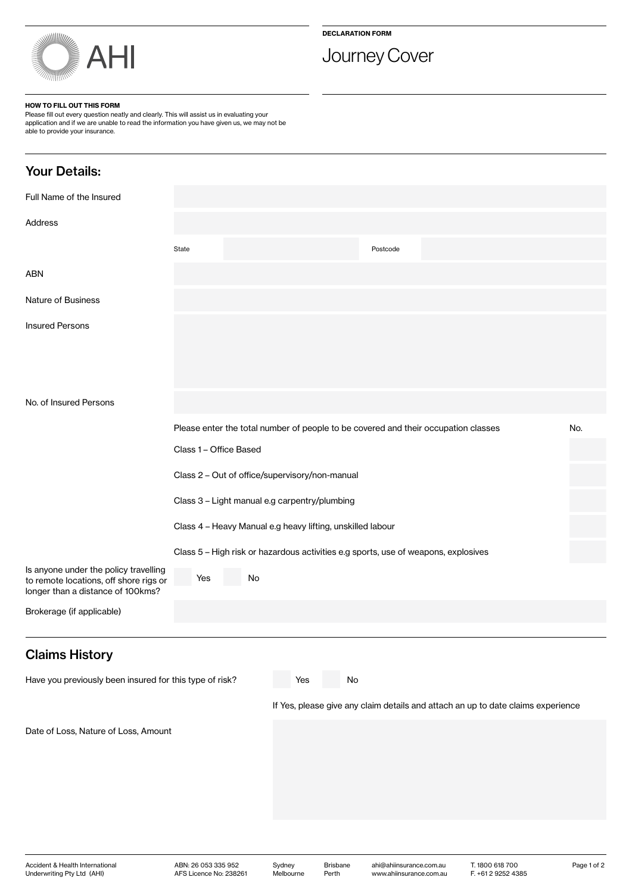AHI

**DECLARATION FORM**

# Journey Cover

**HOW TO FILL OUT THIS FORM**

Please fill out every question neatly and clearly. This will assist us in evaluating your application and if we are unable to read the information you have given us, we may not be able to provide your insurance.

## Your Details:

Full Name of the Insured

Address

State | Postcode

ABN

Nature of Business

Insured Persons

No. of Insured Persons

| Please enter the total number of people to be covered and their occupation classes | No. |
|---|---|
| Class 1 – Office Based | |
| Class 2 – Out of office/supervisory/non-manual | |
| Class 3 – Light manual e.g carpentry/plumbing | |
| Class 4 – Heavy Manual e.g heavy lifting, unskilled labour | |
| Class 5 – High risk or hazardous activities e.g sports, use of weapons, explosives | |

Is anyone under the policy travelling to remote locations, off shore rigs or longer than a distance of 100kms? ☐ Yes ☐ No

Brokerage (if applicable)

## Claims History

Have you previously been insured for this type of risk? ☐ Yes ☐ No

If Yes, please give any claim details and attach an up to date claims experience

Date of Loss, Nature of Loss, Amount

Accident & Health International Underwriting Pty Ltd (AHI) | ABN: 26 053 335 952 | AFS Licence No: 238261 | Sydney | Melbourne | Brisbane | Perth | ahi@ahiinsurance.com.au | www.ahiinsurance.com.au | T. 1800 618 700 | F. +61 2 9252 4385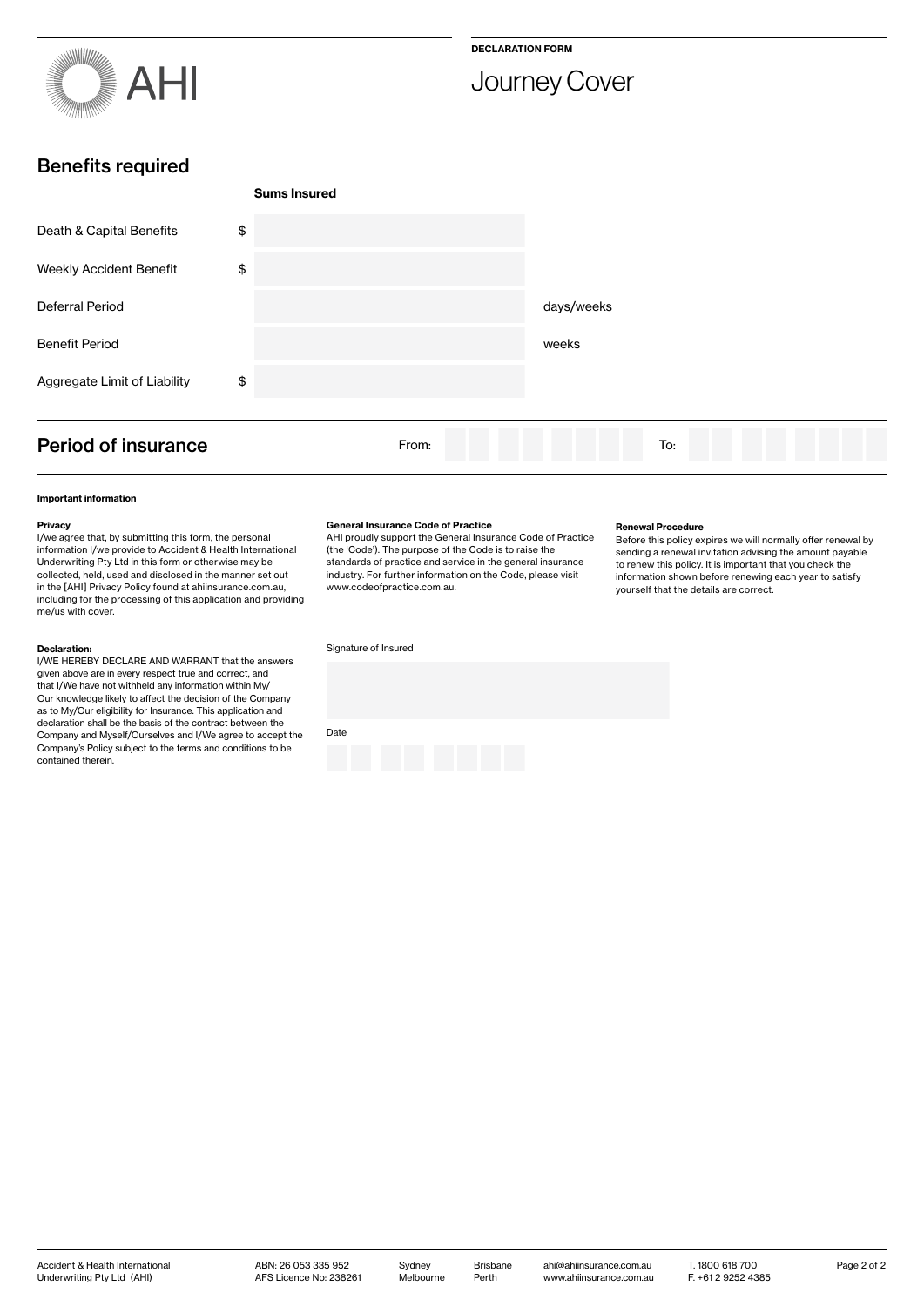AHI

**DECLARATION FORM**

# Journey Cover

## Benefits required

| | | Sums Insured | |
|---|---|---|---|
| Death & Capital Benefits | $ | | |
| Weekly Accident Benefit | $ | | |
| Deferral Period | | | days/weeks |
| Benefit Period | | | weeks |
| Aggregate Limit of Liability | $ | | |

## Period of insurance

From: To:

**Important information**

**Privacy**
I/we agree that, by submitting this form, the personal information I/we provide to Accident & Health International Underwriting Pty Ltd in this form or otherwise may be collected, held, used and disclosed in the manner set out in the [AHI] Privacy Policy found at ahiinsurance.com.au, including for the processing of this application and providing me/us with cover.

**General Insurance Code of Practice**
AHI proudly support the General Insurance Code of Practice (the 'Code'). The purpose of the Code is to raise the standards of practice and service in the general insurance industry. For further information on the Code, please visit www.codeofpractice.com.au.

**Renewal Procedure**
Before this policy expires we will normally offer renewal by sending a renewal invitation advising the amount payable to renew this policy. It is important that you check the information shown before renewing each year to satisfy yourself that the details are correct.

**Declaration:**
I/WE HEREBY DECLARE AND WARRANT that the answers given above are in every respect true and correct, and that I/We have not withheld any information within My/Our knowledge likely to affect the decision of the Company as to My/Our eligibility for Insurance. This application and declaration shall be the basis of the contract between the Company and Myself/Ourselves and I/We agree to accept the Company's Policy subject to the terms and conditions to be contained therein.

Signature of Insured

Date

Accident & Health International Underwriting Pty Ltd (AHI)
ABN: 26 053 335 952
AFS Licence No: 238261
Sydney
Melbourne
Brisbane
Perth
ahi@ahiinsurance.com.au
www.ahiinsurance.com.au
T. 1800 618 700
F. +61 2 9252 4385